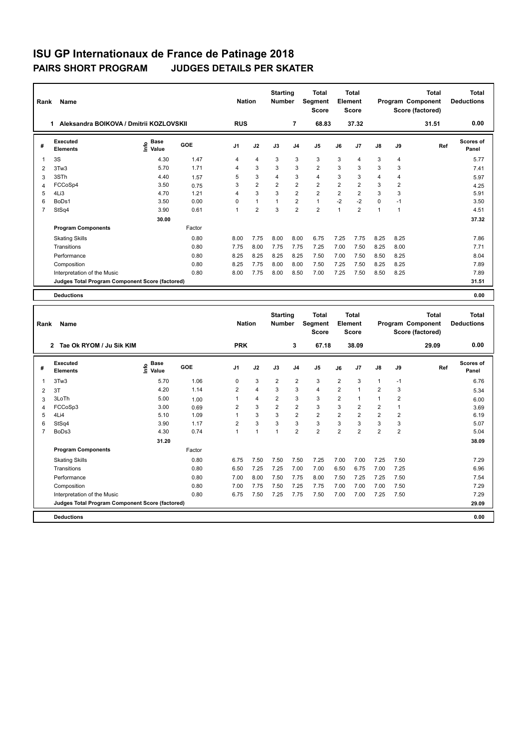# ISU GP Internationaux de France de Patinage 2018

## PAIRS SHORT PROGRAM JUDGES DETAILS PER SKATER

| Rank | Name | Nation | Starting Number | Total Segment Score | Total Element Score | Total Program Component Score (factored) | Total Deductions |
|---|---|---|---|---|---|---|---|
| 1 | Aleksandra BOIKOVA / Dmitrii KOZLOVSKII | RUS | 7 | 68.83 | 37.32 | 31.51 | 0.00 |

| # | Executed Elements | Info | Base Value | GOE | J1 | J2 | J3 | J4 | J5 | J6 | J7 | J8 | J9 | Ref | Scores of Panel |
|---|---|---|---|---|---|---|---|---|---|---|---|---|---|---|---|
| 1 | 3S | | 4.30 | 1.47 | 4 | 4 | 3 | 3 | 3 | 3 | 4 | 3 | 4 | | 5.77 |
| 2 | 3Tw3 | | 5.70 | 1.71 | 4 | 3 | 3 | 3 | 2 | 3 | 3 | 3 | 3 | | 7.41 |
| 3 | 3STh | | 4.40 | 1.57 | 5 | 3 | 4 | 3 | 4 | 3 | 3 | 4 | 4 | | 5.97 |
| 4 | FCCoSp4 | | 3.50 | 0.75 | 3 | 2 | 2 | 2 | 2 | 2 | 2 | 3 | 2 | | 4.25 |
| 5 | 4Li3 | | 4.70 | 1.21 | 4 | 3 | 3 | 2 | 2 | 2 | 2 | 3 | 3 | | 5.91 |
| 6 | BoDs1 | | 3.50 | 0.00 | 0 | 1 | 1 | 2 | 1 | -2 | -2 | 0 | -1 | | 3.50 |
| 7 | StSq4 | | 3.90 | 0.61 | 1 | 2 | 3 | 2 | 2 | 1 | 2 | 1 | 1 | | 4.51 |
| | | | 30.00 | | | | | | | | | | | | 37.32 |

| Program Components | Factor | J1 | J2 | J3 | J4 | J5 | J6 | J7 | J8 | J9 | Scores of Panel |
|---|---|---|---|---|---|---|---|---|---|---|---|
| Skating Skills | 0.80 | 8.00 | 7.75 | 8.00 | 8.00 | 6.75 | 7.25 | 7.75 | 8.25 | 8.25 | 7.86 |
| Transitions | 0.80 | 7.75 | 8.00 | 7.75 | 7.75 | 7.25 | 7.00 | 7.50 | 8.25 | 8.00 | 7.71 |
| Performance | 0.80 | 8.25 | 8.25 | 8.25 | 8.25 | 7.50 | 7.00 | 7.50 | 8.50 | 8.25 | 8.04 |
| Composition | 0.80 | 8.25 | 7.75 | 8.00 | 8.00 | 7.50 | 7.25 | 7.50 | 8.25 | 8.25 | 7.89 |
| Interpretation of the Music | 0.80 | 8.00 | 7.75 | 8.00 | 8.50 | 7.00 | 7.25 | 7.50 | 8.50 | 8.25 | 7.89 |
| Judges Total Program Component Score (factored) | | | | | | | | | | | 31.51 |
| Deductions | | | | | | | | | | | 0.00 |

| Rank | Name | Nation | Starting Number | Total Segment Score | Total Element Score | Total Program Component Score (factored) | Total Deductions |
|---|---|---|---|---|---|---|---|
| 2 | Tae Ok RYOM / Ju Sik KIM | PRK | 3 | 67.18 | 38.09 | 29.09 | 0.00 |

| # | Executed Elements | Info | Base Value | GOE | J1 | J2 | J3 | J4 | J5 | J6 | J7 | J8 | J9 | Ref | Scores of Panel |
|---|---|---|---|---|---|---|---|---|---|---|---|---|---|---|---|
| 1 | 3Tw3 | | 5.70 | 1.06 | 0 | 3 | 2 | 2 | 3 | 2 | 3 | 1 | -1 | | 6.76 |
| 2 | 3T | | 4.20 | 1.14 | 2 | 4 | 3 | 3 | 4 | 2 | 1 | 2 | 3 | | 5.34 |
| 3 | 3LoTh | | 5.00 | 1.00 | 1 | 4 | 2 | 3 | 3 | 2 | 1 | 1 | 2 | | 6.00 |
| 4 | FCCoSp3 | | 3.00 | 0.69 | 2 | 3 | 2 | 2 | 3 | 3 | 2 | 2 | 1 | | 3.69 |
| 5 | 4Li4 | | 5.10 | 1.09 | 1 | 3 | 3 | 2 | 2 | 2 | 2 | 2 | 2 | | 6.19 |
| 6 | StSq4 | | 3.90 | 1.17 | 2 | 3 | 3 | 3 | 3 | 3 | 3 | 3 | 3 | | 5.07 |
| 7 | BoDs3 | | 4.30 | 0.74 | 1 | 1 | 1 | 2 | 2 | 2 | 2 | 2 | 2 | | 5.04 |
| | | | 31.20 | | | | | | | | | | | | 38.09 |

| Program Components | Factor | J1 | J2 | J3 | J4 | J5 | J6 | J7 | J8 | J9 | Scores of Panel |
|---|---|---|---|---|---|---|---|---|---|---|---|
| Skating Skills | 0.80 | 6.75 | 7.50 | 7.50 | 7.50 | 7.25 | 7.00 | 7.00 | 7.25 | 7.50 | 7.29 |
| Transitions | 0.80 | 6.50 | 7.25 | 7.25 | 7.00 | 7.00 | 6.50 | 6.75 | 7.00 | 7.25 | 6.96 |
| Performance | 0.80 | 7.00 | 8.00 | 7.50 | 7.75 | 8.00 | 7.50 | 7.25 | 7.25 | 7.50 | 7.54 |
| Composition | 0.80 | 7.00 | 7.75 | 7.50 | 7.25 | 7.75 | 7.00 | 7.00 | 7.00 | 7.50 | 7.29 |
| Interpretation of the Music | 0.80 | 6.75 | 7.50 | 7.25 | 7.75 | 7.50 | 7.00 | 7.00 | 7.25 | 7.50 | 7.29 |
| Judges Total Program Component Score (factored) | | | | | | | | | | | 29.09 |
| Deductions | | | | | | | | | | | 0.00 |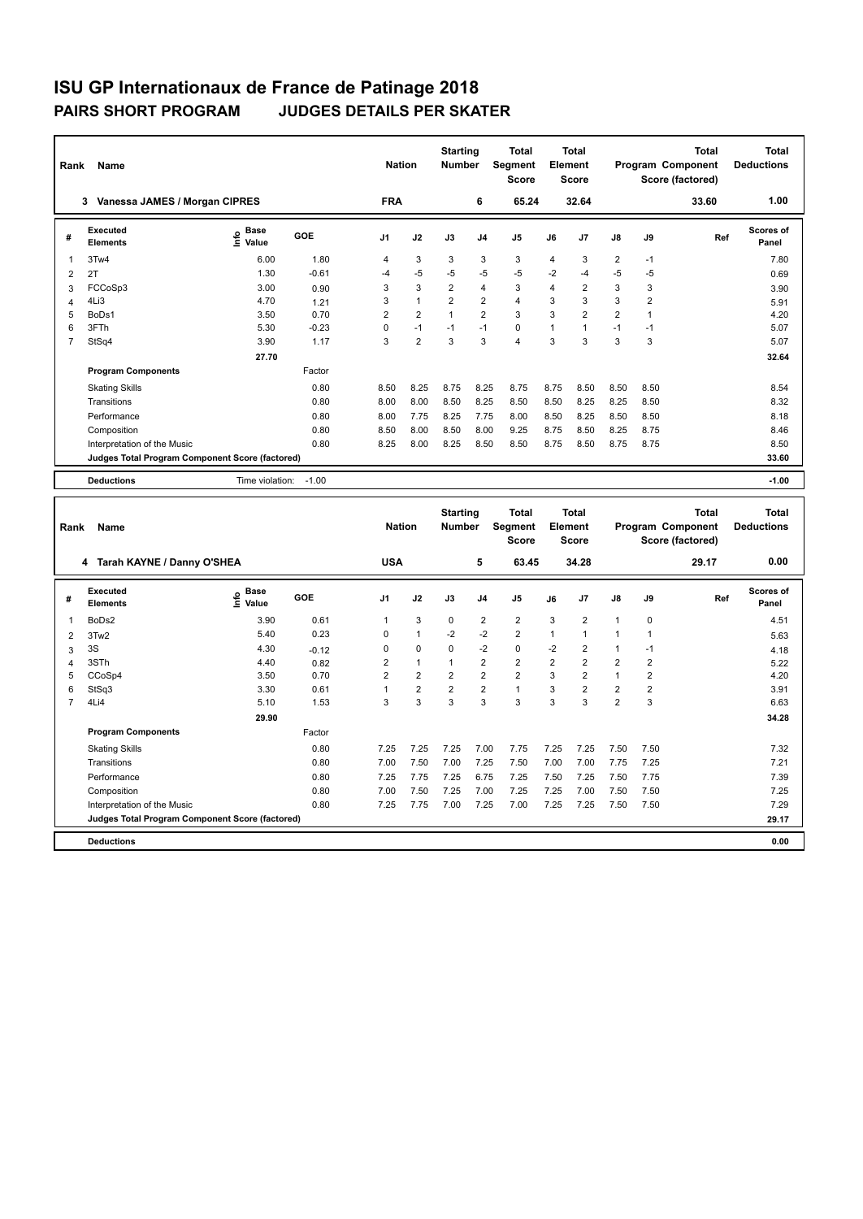# ISU GP Internationaux de France de Patinage 2018

## PAIRS SHORT PROGRAM JUDGES DETAILS PER SKATER

| Rank | Name | Nation | Starting Number | Total Segment Score | Total Element Score | Total Program Component Score (factored) | Total Deductions |
|---|---|---|---|---|---|---|---|
| 3 | Vanessa JAMES / Morgan CIPRES | FRA | 6 | 65.24 | 32.64 | 33.60 | 1.00 |

| # | Executed Elements | Info | Base Value | GOE | J1 | J2 | J3 | J4 | J5 | J6 | J7 | J8 | J9 | Ref | Scores of Panel |
|---|---|---|---|---|---|---|---|---|---|---|---|---|---|---|---|
| 1 | 3Tw4 | | 6.00 | 1.80 | 4 | 3 | 3 | 3 | 3 | 4 | 3 | 2 | -1 | | 7.80 |
| 2 | 2T | | 1.30 | -0.61 | -4 | -5 | -5 | -5 | -5 | -2 | -4 | -5 | -5 | | 0.69 |
| 3 | FCCoSp3 | | 3.00 | 0.90 | 3 | 3 | 2 | 4 | 3 | 4 | 2 | 3 | 3 | | 3.90 |
| 4 | 4Li3 | | 4.70 | 1.21 | 3 | 1 | 2 | 2 | 4 | 3 | 3 | 3 | 2 | | 5.91 |
| 5 | BoDs1 | | 3.50 | 0.70 | 2 | 2 | 1 | 2 | 3 | 3 | 2 | 2 | 1 | | 4.20 |
| 6 | 3FTh | | 5.30 | -0.23 | 0 | -1 | -1 | -1 | 0 | 1 | 1 | -1 | -1 | | 5.07 |
| 7 | StSq4 | | 3.90 | 1.17 | 3 | 2 | 3 | 3 | 4 | 3 | 3 | 3 | 3 | | 5.07 |
| | | | 27.70 | | | | | | | | | | | | 32.64 |

| Program Components | Factor | J1 | J2 | J3 | J4 | J5 | J6 | J7 | J8 | J9 | Scores of Panel |
|---|---|---|---|---|---|---|---|---|---|---|---|
| Skating Skills | 0.80 | 8.50 | 8.25 | 8.75 | 8.25 | 8.75 | 8.75 | 8.50 | 8.50 | 8.50 | 8.54 |
| Transitions | 0.80 | 8.00 | 8.00 | 8.50 | 8.25 | 8.50 | 8.50 | 8.25 | 8.25 | 8.50 | 8.32 |
| Performance | 0.80 | 8.00 | 7.75 | 8.25 | 7.75 | 8.00 | 8.50 | 8.25 | 8.50 | 8.50 | 8.18 |
| Composition | 0.80 | 8.50 | 8.00 | 8.50 | 8.00 | 9.25 | 8.75 | 8.50 | 8.25 | 8.75 | 8.46 |
| Interpretation of the Music | 0.80 | 8.25 | 8.00 | 8.25 | 8.50 | 8.50 | 8.75 | 8.50 | 8.75 | 8.75 | 8.50 |
| Judges Total Program Component Score (factored) | | | | | | | | | | | 33.60 |

| Deductions | Time violation: -1.00 | -1.00 |
|---|---|---|

| Rank | Name | Nation | Starting Number | Total Segment Score | Total Element Score | Total Program Component Score (factored) | Total Deductions |
|---|---|---|---|---|---|---|---|
| 4 | Tarah KAYNE / Danny O'SHEA | USA | 5 | 63.45 | 34.28 | 29.17 | 0.00 |

| # | Executed Elements | Info | Base Value | GOE | J1 | J2 | J3 | J4 | J5 | J6 | J7 | J8 | J9 | Ref | Scores of Panel |
|---|---|---|---|---|---|---|---|---|---|---|---|---|---|---|---|
| 1 | BoDs2 | | 3.90 | 0.61 | 1 | 3 | 0 | 2 | 2 | 3 | 2 | 1 | 0 | | 4.51 |
| 2 | 3Tw2 | | 5.40 | 0.23 | 0 | 1 | -2 | -2 | 2 | 1 | 1 | 1 | 1 | | 5.63 |
| 3 | 3S | | 4.30 | -0.12 | 0 | 0 | 0 | -2 | 0 | -2 | 2 | 1 | -1 | | 4.18 |
| 4 | 3STh | | 4.40 | 0.82 | 2 | 1 | 1 | 2 | 2 | 2 | 2 | 2 | 2 | | 5.22 |
| 5 | CCoSp4 | | 3.50 | 0.70 | 2 | 2 | 2 | 2 | 2 | 3 | 2 | 1 | 2 | | 4.20 |
| 6 | StSq3 | | 3.30 | 0.61 | 1 | 2 | 2 | 2 | 1 | 3 | 2 | 2 | 2 | | 3.91 |
| 7 | 4Li4 | | 5.10 | 1.53 | 3 | 3 | 3 | 3 | 3 | 3 | 3 | 2 | 3 | | 6.63 |
| | | | 29.90 | | | | | | | | | | | | 34.28 |

| Program Components | Factor | J1 | J2 | J3 | J4 | J5 | J6 | J7 | J8 | J9 | Scores of Panel |
|---|---|---|---|---|---|---|---|---|---|---|---|
| Skating Skills | 0.80 | 7.25 | 7.25 | 7.25 | 7.00 | 7.75 | 7.25 | 7.25 | 7.50 | 7.50 | 7.32 |
| Transitions | 0.80 | 7.00 | 7.50 | 7.00 | 7.25 | 7.50 | 7.00 | 7.00 | 7.75 | 7.25 | 7.21 |
| Performance | 0.80 | 7.25 | 7.75 | 7.25 | 6.75 | 7.25 | 7.50 | 7.25 | 7.50 | 7.75 | 7.39 |
| Composition | 0.80 | 7.00 | 7.50 | 7.25 | 7.00 | 7.25 | 7.25 | 7.00 | 7.50 | 7.50 | 7.25 |
| Interpretation of the Music | 0.80 | 7.25 | 7.75 | 7.00 | 7.25 | 7.00 | 7.25 | 7.25 | 7.50 | 7.50 | 7.29 |
| Judges Total Program Component Score (factored) | | | | | | | | | | | 29.17 |

| Deductions | 0.00 |
|---|---|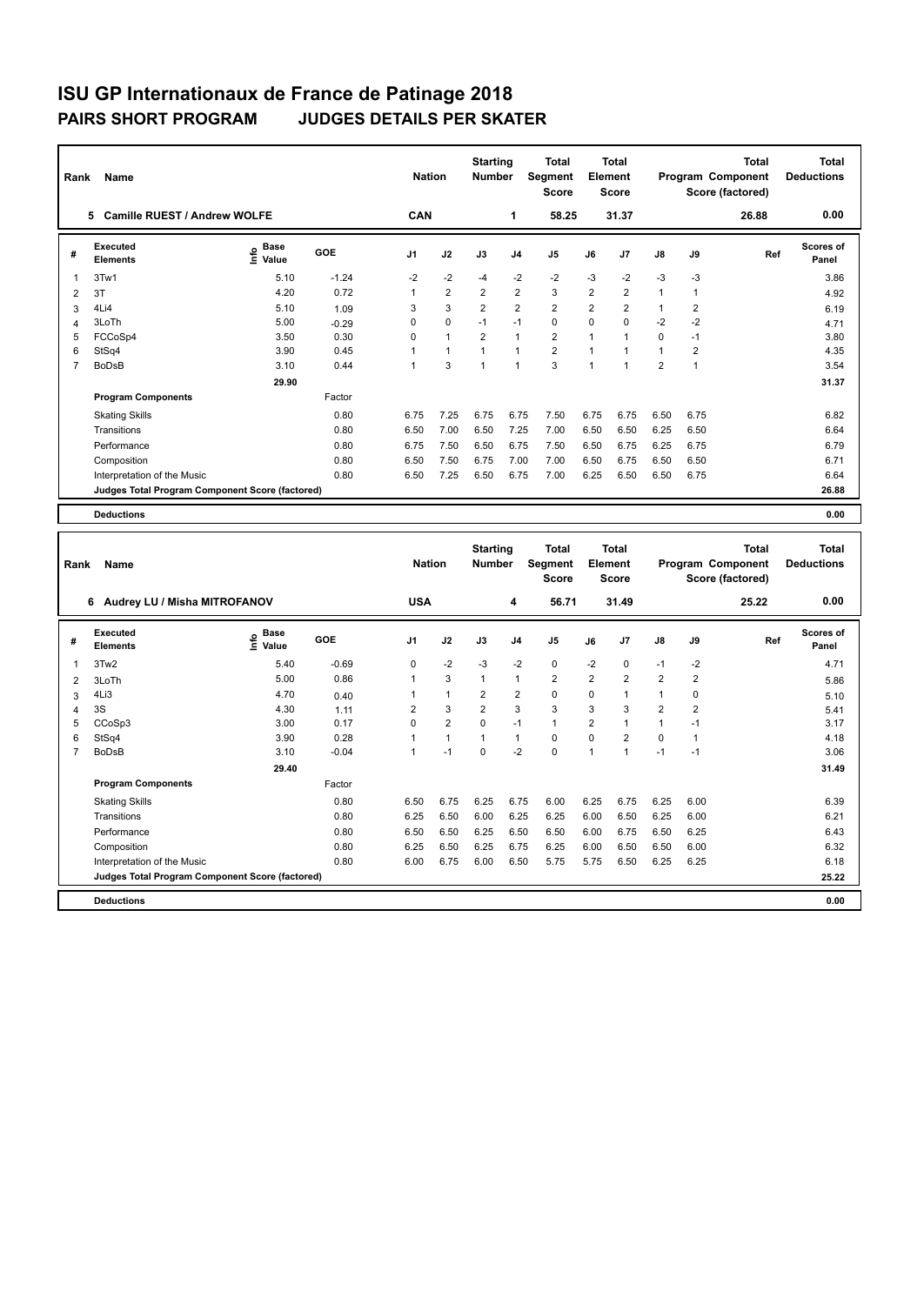# ISU GP Internationaux de France de Patinage 2018

## PAIRS SHORT PROGRAM JUDGES DETAILS PER SKATER

| Rank | Name | Nation | Starting Number | Total Segment Score | Total Element Score | Total Program Component Score (factored) | Total Deductions |
|---|---|---|---|---|---|---|---|
| 5 | Camille RUEST / Andrew WOLFE | CAN | 1 | 58.25 | 31.37 | 26.88 | 0.00 |

| # | Executed Elements | Info | Base Value | GOE | J1 | J2 | J3 | J4 | J5 | J6 | J7 | J8 | J9 | Ref | Scores of Panel |
|---|---|---|---|---|---|---|---|---|---|---|---|---|---|---|---|
| 1 | 3Tw1 | | 5.10 | -1.24 | -2 | -2 | -4 | -2 | -2 | -3 | -2 | -3 | -3 | | 3.86 |
| 2 | 3T | | 4.20 | 0.72 | 1 | 2 | 2 | 2 | 3 | 2 | 2 | 1 | 1 | | 4.92 |
| 3 | 4Li4 | | 5.10 | 1.09 | 3 | 3 | 2 | 2 | 2 | 2 | 2 | 1 | 2 | | 6.19 |
| 4 | 3LoTh | | 5.00 | -0.29 | 0 | 0 | -1 | -1 | 0 | 0 | 0 | -2 | -2 | | 4.71 |
| 5 | FCCoSp4 | | 3.50 | 0.30 | 0 | 1 | 2 | 1 | 2 | 1 | 1 | 0 | -1 | | 3.80 |
| 6 | StSq4 | | 3.90 | 0.45 | 1 | 1 | 1 | 1 | 2 | 1 | 1 | 1 | 2 | | 4.35 |
| 7 | BoDsB | | 3.10 | 0.44 | 1 | 3 | 1 | 1 | 3 | 1 | 1 | 2 | 1 | | 3.54 |
| | | | 29.90 | | | | | | | | | | | | 31.37 |
| | **Program Components** | | | Factor | | | | | | | | | | | |
| | Skating Skills | | | 0.80 | 6.75 | 7.25 | 6.75 | 6.75 | 7.50 | 6.75 | 6.75 | 6.50 | 6.75 | | 6.82 |
| | Transitions | | | 0.80 | 6.50 | 7.00 | 6.50 | 7.25 | 7.00 | 6.50 | 6.50 | 6.25 | 6.50 | | 6.64 |
| | Performance | | | 0.80 | 6.75 | 7.50 | 6.50 | 6.75 | 7.50 | 6.50 | 6.75 | 6.25 | 6.75 | | 6.79 |
| | Composition | | | 0.80 | 6.50 | 7.50 | 6.75 | 7.00 | 7.00 | 6.50 | 6.75 | 6.50 | 6.50 | | 6.71 |
| | Interpretation of the Music | | | 0.80 | 6.50 | 7.25 | 6.50 | 6.75 | 7.00 | 6.25 | 6.50 | 6.50 | 6.75 | | 6.64 |
| | Judges Total Program Component Score (factored) | | | | | | | | | | | | | | 26.88 |
| | **Deductions** | | | | | | | | | | | | | | 0.00 |

| Rank | Name | Nation | Starting Number | Total Segment Score | Total Element Score | Total Program Component Score (factored) | Total Deductions |
|---|---|---|---|---|---|---|---|
| 6 | Audrey LU / Misha MITROFANOV | USA | 4 | 56.71 | 31.49 | 25.22 | 0.00 |

| # | Executed Elements | Info | Base Value | GOE | J1 | J2 | J3 | J4 | J5 | J6 | J7 | J8 | J9 | Ref | Scores of Panel |
|---|---|---|---|---|---|---|---|---|---|---|---|---|---|---|---|
| 1 | 3Tw2 | | 5.40 | -0.69 | 0 | -2 | -3 | -2 | 0 | -2 | 0 | -1 | -2 | | 4.71 |
| 2 | 3LoTh | | 5.00 | 0.86 | 1 | 3 | 1 | 1 | 2 | 2 | 2 | 2 | 2 | | 5.86 |
| 3 | 4Li3 | | 4.70 | 0.40 | 1 | 1 | 2 | 2 | 0 | 0 | 1 | 1 | 0 | | 5.10 |
| 4 | 3S | | 4.30 | 1.11 | 2 | 3 | 2 | 3 | 3 | 3 | 3 | 2 | 2 | | 5.41 |
| 5 | CCoSp3 | | 3.00 | 0.17 | 0 | 2 | 0 | -1 | 1 | 2 | 1 | 1 | -1 | | 3.17 |
| 6 | StSq4 | | 3.90 | 0.28 | 1 | 1 | 1 | 1 | 0 | 0 | 2 | 0 | 1 | | 4.18 |
| 7 | BoDsB | | 3.10 | -0.04 | 1 | -1 | 0 | -2 | 0 | 1 | 1 | -1 | -1 | | 3.06 |
| | | | 29.40 | | | | | | | | | | | | 31.49 |
| | **Program Components** | | | Factor | | | | | | | | | | | |
| | Skating Skills | | | 0.80 | 6.50 | 6.75 | 6.25 | 6.75 | 6.00 | 6.25 | 6.75 | 6.25 | 6.00 | | 6.39 |
| | Transitions | | | 0.80 | 6.25 | 6.50 | 6.00 | 6.25 | 6.25 | 6.00 | 6.50 | 6.25 | 6.00 | | 6.21 |
| | Performance | | | 0.80 | 6.50 | 6.50 | 6.25 | 6.50 | 6.50 | 6.00 | 6.75 | 6.50 | 6.25 | | 6.43 |
| | Composition | | | 0.80 | 6.25 | 6.50 | 6.25 | 6.75 | 6.25 | 6.00 | 6.50 | 6.50 | 6.00 | | 6.32 |
| | Interpretation of the Music | | | 0.80 | 6.00 | 6.75 | 6.00 | 6.50 | 5.75 | 5.75 | 6.50 | 6.25 | 6.25 | | 6.18 |
| | Judges Total Program Component Score (factored) | | | | | | | | | | | | | | 25.22 |
| | **Deductions** | | | | | | | | | | | | | | 0.00 |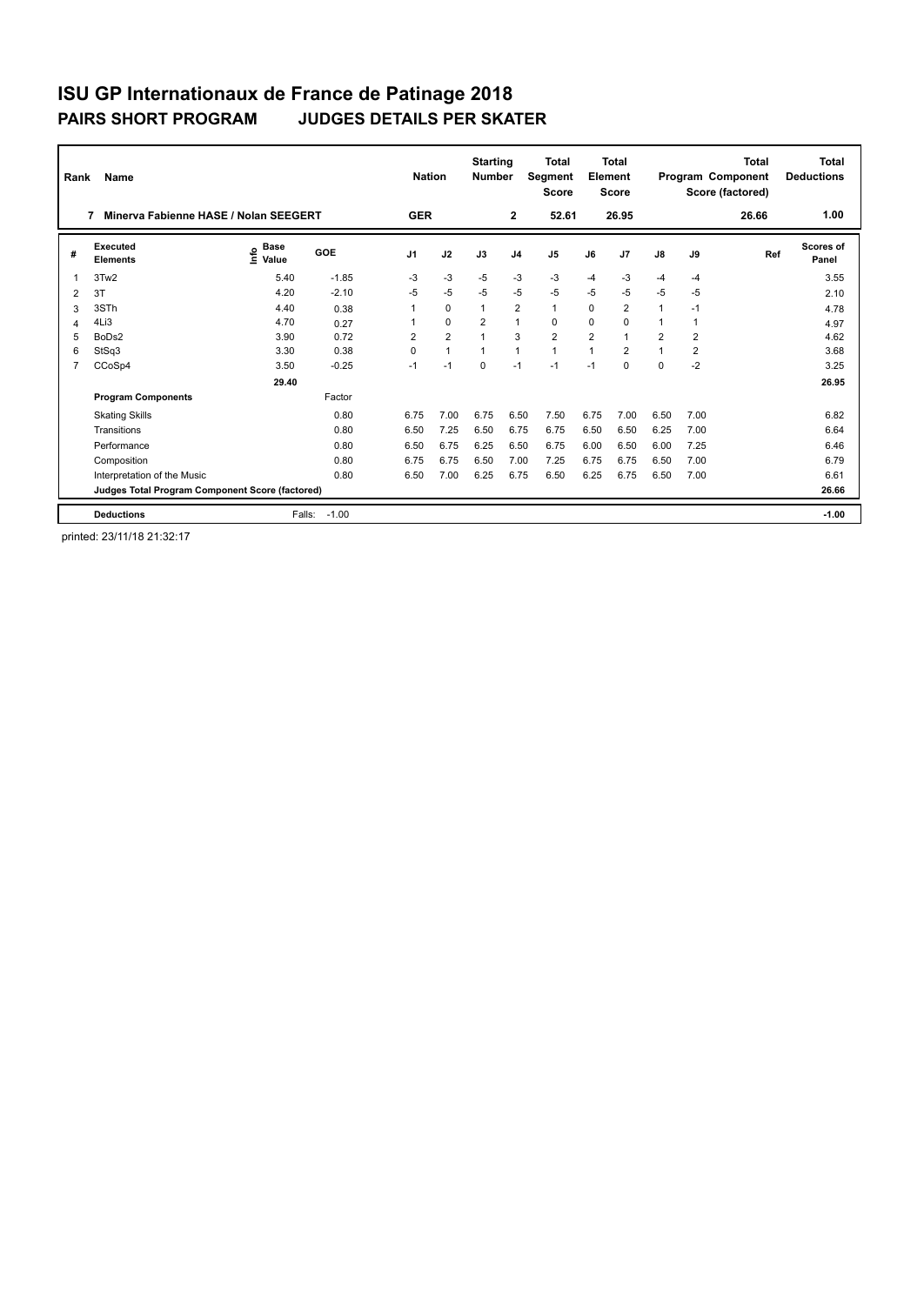# ISU GP Internationaux de France de Patinage 2018

## PAIRS SHORT PROGRAM JUDGES DETAILS PER SKATER

| Rank | Name | Nation | Starting Number | Total Segment Score | Total Element Score | Total Program Component Score (factored) | Total Deductions |
|---|---|---|---|---|---|---|---|
| 7 | Minerva Fabienne HASE / Nolan SEEGERT | GER | 2 | 52.61 | 26.95 | 26.66 | 1.00 |

| # | Executed Elements | Info | Base Value | GOE | J1 | J2 | J3 | J4 | J5 | J6 | J7 | J8 | J9 | Ref | Scores of Panel |
|---|---|---|---|---|---|---|---|---|---|---|---|---|---|---|---|
| 1 | 3Tw2 | | 5.40 | -1.85 | -3 | -3 | -5 | -3 | -3 | -4 | -3 | -4 | -4 | | 3.55 |
| 2 | 3T | | 4.20 | -2.10 | -5 | -5 | -5 | -5 | -5 | -5 | -5 | -5 | -5 | | 2.10 |
| 3 | 3STh | | 4.40 | 0.38 | 1 | 0 | 1 | 2 | 1 | 0 | 2 | 1 | -1 | | 4.78 |
| 4 | 4Li3 | | 4.70 | 0.27 | 1 | 0 | 2 | 1 | 0 | 0 | 0 | 1 | 1 | | 4.97 |
| 5 | BoDs2 | | 3.90 | 0.72 | 2 | 2 | 1 | 3 | 2 | 2 | 1 | 2 | 2 | | 4.62 |
| 6 | StSq3 | | 3.30 | 0.38 | 0 | 1 | 1 | 1 | 1 | 1 | 2 | 1 | 2 | | 3.68 |
| 7 | CCoSp4 | | 3.50 | -0.25 | -1 | -1 | 0 | -1 | -1 | -1 | 0 | 0 | -2 | | 3.25 |
| | | | 29.40 | | | | | | | | | | | | 26.95 |
| | **Program Components** | | | Factor | | | | | | | | | | | |
| | Skating Skills | | | 0.80 | 6.75 | 7.00 | 6.75 | 6.50 | 7.50 | 6.75 | 7.00 | 6.50 | 7.00 | | 6.82 |
| | Transitions | | | 0.80 | 6.50 | 7.25 | 6.50 | 6.75 | 6.75 | 6.50 | 6.50 | 6.25 | 7.00 | | 6.64 |
| | Performance | | | 0.80 | 6.50 | 6.75 | 6.25 | 6.50 | 6.75 | 6.00 | 6.50 | 6.00 | 7.25 | | 6.46 |
| | Composition | | | 0.80 | 6.75 | 6.75 | 6.50 | 7.00 | 7.25 | 6.75 | 6.75 | 6.50 | 7.00 | | 6.79 |
| | Interpretation of the Music | | | 0.80 | 6.50 | 7.00 | 6.25 | 6.75 | 6.50 | 6.25 | 6.75 | 6.50 | 7.00 | | 6.61 |
| | **Judges Total Program Component Score (factored)** | | | | | | | | | | | | | | 26.66 |
| | **Deductions** | | Falls: | -1.00 | | | | | | | | | | | -1.00 |

printed: 23/11/18 21:32:17